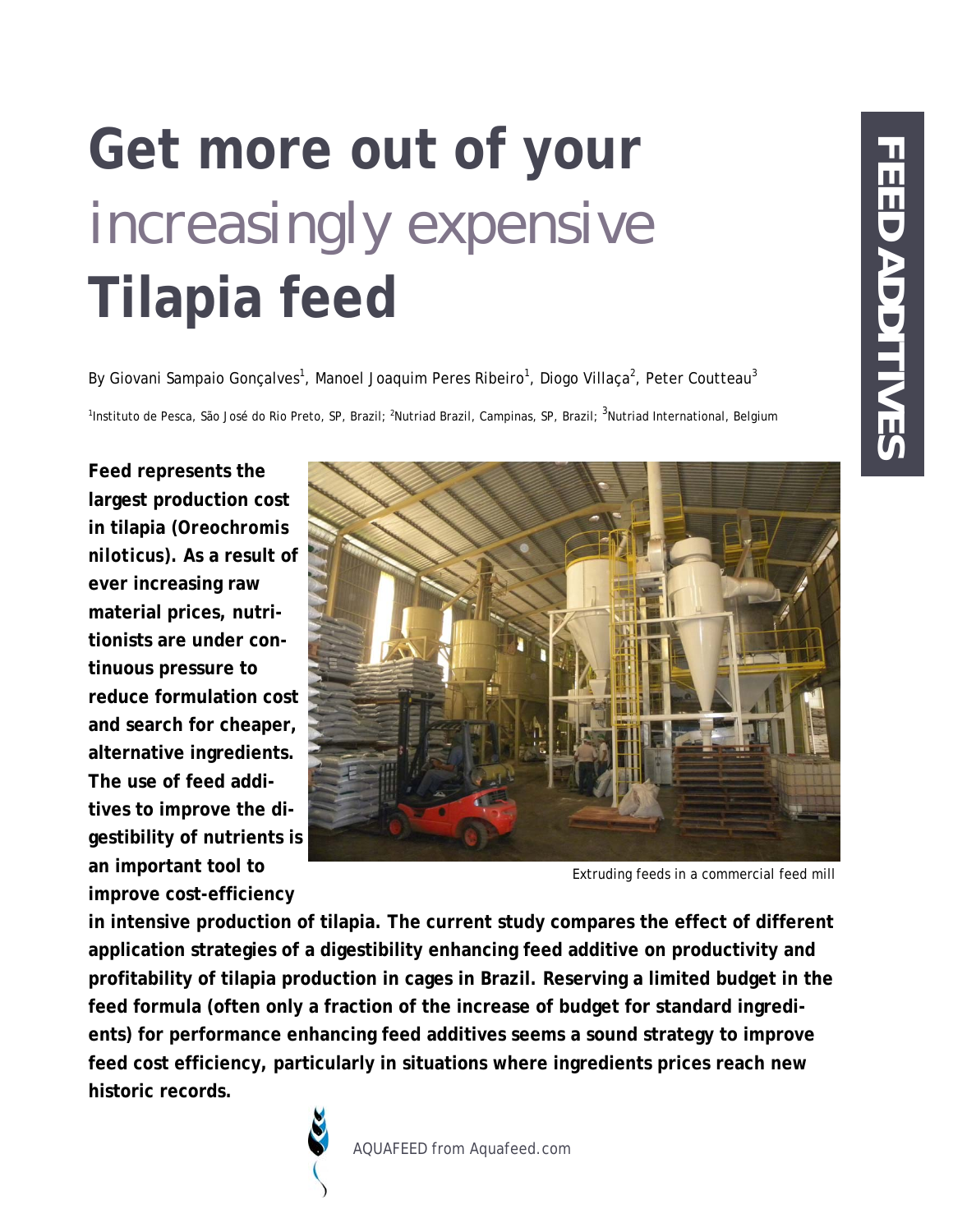# Get more out of your *increasingly expensive* Tilapia feed

By Giovani Sampaio Gonçalves[1], Manoel Joaquim Peres Ribeiro[1], Diogo Villaça[2], Peter Coutteau[3]

[1]Instituto de Pesca, São José do Rio Preto, SP, Brazil; [2]Nutriad Brazil, Campinas, SP, Brazil; [3]Nutriad International, Belgium

Extruding feeds in a commercial feed mill

**Feed represents the largest production cost in tilapia (Oreochromis niloticus). As a result of ever increasing raw material prices, nutritionists are under continuous pressure to reduce formulation cost and search for cheaper, alternative ingredients. The use of feed additives to improve the digestibility of nutrients is an important tool to improve cost-efficiency in intensive production of tilapia. The current study compares the effect of different application strategies of a digestibility enhancing feed additive on productivity and profitability of tilapia production in cages in Brazil. Reserving a limited budget in the feed formula (often only a fraction of the increase of budget for standard ingredients) for performance enhancing feed additives seems a sound strategy to improve feed cost efficiency, particularly in situations where ingredients prices reach new historic records.**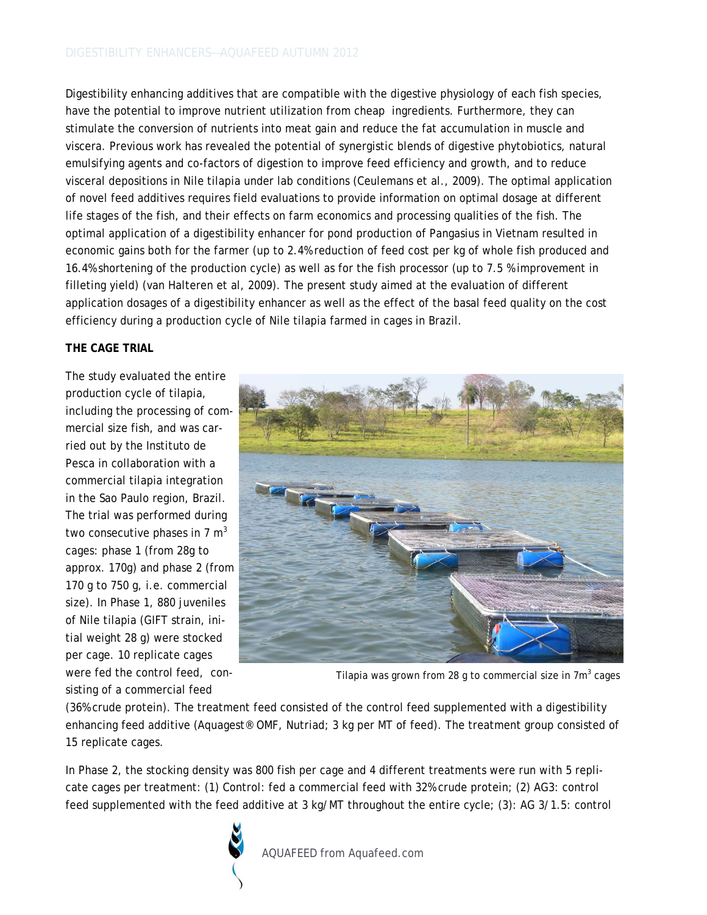Digestibility enhancing additives that are compatible with the digestive physiology of each fish species, have the potential to improve nutrient utilization from cheap ingredients. Furthermore, they can stimulate the conversion of nutrients into meat gain and reduce the fat accumulation in muscle and viscera. Previous work has revealed the potential of synergistic blends of digestive phytobiotics, natural emulsifying agents and co-factors of digestion to improve feed efficiency and growth, and to reduce visceral depositions in Nile tilapia under lab conditions (Ceulemans et al., 2009). The optimal application of novel feed additives requires field evaluations to provide information on optimal dosage at different life stages of the fish, and their effects on farm economics and processing qualities of the fish. The optimal application of a digestibility enhancer for pond production of Pangasius in Vietnam resulted in economic gains both for the farmer (up to 2.4% reduction of feed cost per kg of whole fish produced and 16.4% shortening of the production cycle) as well as for the fish processor (up to 7.5 % improvement in filleting yield) (van Halteren et al, 2009). The present study aimed at the evaluation of different application dosages of a digestibility enhancer as well as the effect of the basal feed quality on the cost efficiency during a production cycle of Nile tilapia farmed in cages in Brazil.

**THE CAGE TRIAL**

The study evaluated the entire production cycle of tilapia, including the processing of commercial size fish, and was carried out by the Instituto de Pesca in collaboration with a commercial tilapia integration in the Sao Paulo region, Brazil. The trial was performed during two consecutive phases in 7 $m^3$ cages: phase 1 (from 28g to approx. 170g) and phase 2 (from 170 g to 750 g, i.e. commercial size). In Phase 1, 880 juveniles of Nile tilapia (GIFT strain, initial weight 28 g) were stocked per cage. 10 replicate cages were fed the control feed, consisting of a commercial feed (36% crude protein). The treatment feed consisted of the control feed supplemented with a digestibility enhancing feed additive (Aquagest® OMF, Nutriad; 3 kg per MT of feed). The treatment group consisted of 15 replicate cages.

Tilapia was grown from 28 g to commercial size in 7$m^3$ cages

In Phase 2, the stocking density was 800 fish per cage and 4 different treatments were run with 5 replicate cages per treatment: (1) Control: fed a commercial feed with 32% crude protein; (2) AG3: control feed supplemented with the feed additive at 3 kg/MT throughout the entire cycle; (3): AG 3/1.5: control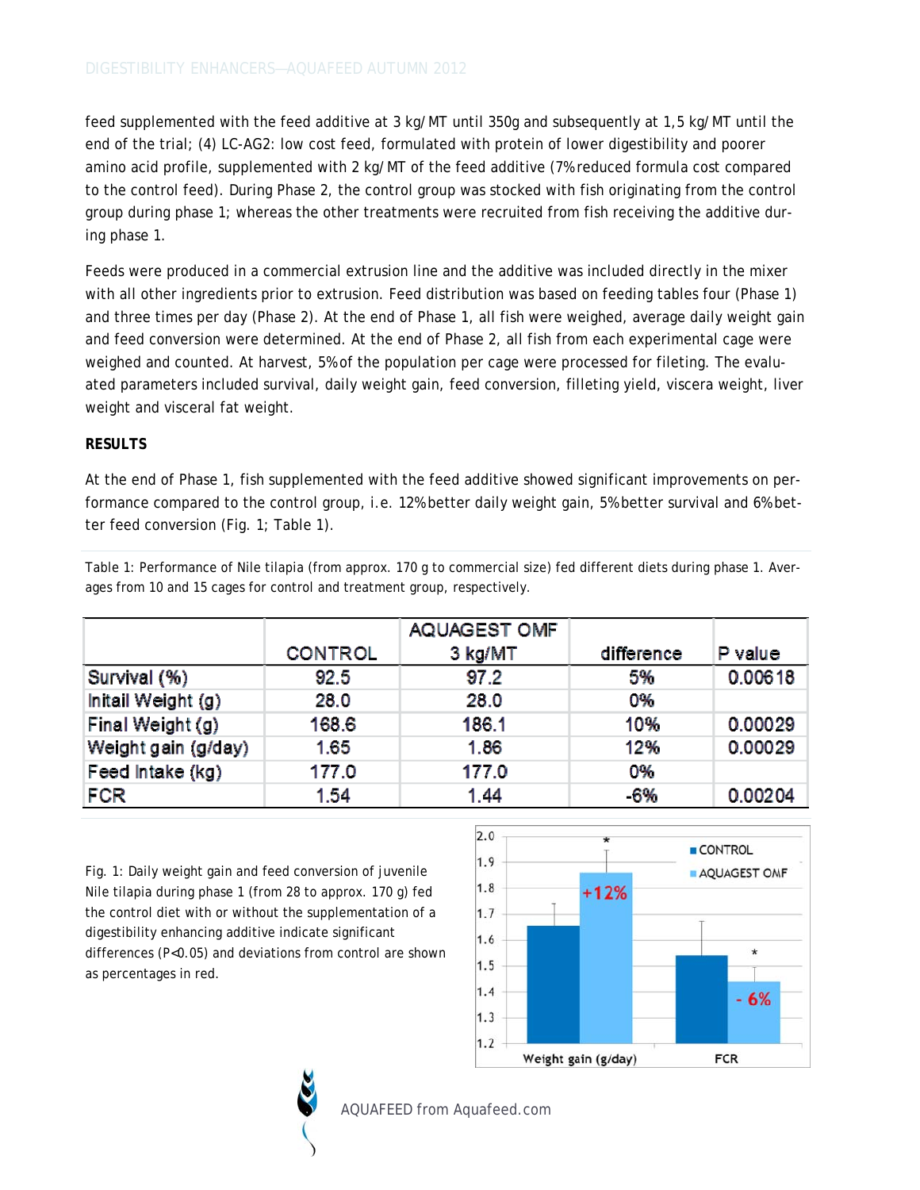feed supplemented with the feed additive at 3 kg/MT until 350g and subsequently at 1,5 kg/MT until the end of the trial; (4) LC-AG2: low cost feed, formulated with protein of lower digestibility and poorer amino acid profile, supplemented with 2 kg/MT of the feed additive (7% reduced formula cost compared to the control feed). During Phase 2, the control group was stocked with fish originating from the control group during phase 1; whereas the other treatments were recruited from fish receiving the additive during phase 1.

Feeds were produced in a commercial extrusion line and the additive was included directly in the mixer with all other ingredients prior to extrusion. Feed distribution was based on feeding tables four (Phase 1) and three times per day (Phase 2). At the end of Phase 1, all fish were weighed, average daily weight gain and feed conversion were determined. At the end of Phase 2, all fish from each experimental cage were weighed and counted. At harvest, 5% of the population per cage were processed for fileting. The evaluated parameters included survival, daily weight gain, feed conversion, filleting yield, viscera weight, liver weight and visceral fat weight.

**RESULTS**

At the end of Phase 1, fish supplemented with the feed additive showed significant improvements on performance compared to the control group, i.e. 12% better daily weight gain, 5% better survival and 6% better feed conversion (Fig. 1; Table 1).

Table 1: Performance of Nile tilapia (from approx. 170 g to commercial size) fed different diets during phase 1. Averages from 10 and 15 cages for control and treatment group, respectively.

| | CONTROL | AQUAGEST OMF 3 kg/MT | difference | P value |
|---|---|---|---|---|
| Survival (%) | 92.5 | 97.2 | 5% | 0.00618 |
| Initail Weight (g) | 28.0 | 28.0 | 0% | |
| Final Weight (g) | 168.6 | 186.1 | 10% | 0.00029 |
| Weight gain (g/day) | 1.65 | 1.86 | 12% | 0.00029 |
| Feed Intake (kg) | 177.0 | 177.0 | 0% | |
| FCR | 1.54 | 1.44 | -6% | 0.00204 |

Fig. 1: Daily weight gain and feed conversion of juvenile Nile tilapia during phase 1 (from 28 to approx. 170 g) fed the control diet with or without the supplementation of a digestibility enhancing additive indicate significant differences ($P<0.05$) and deviations from control are shown as percentages in red.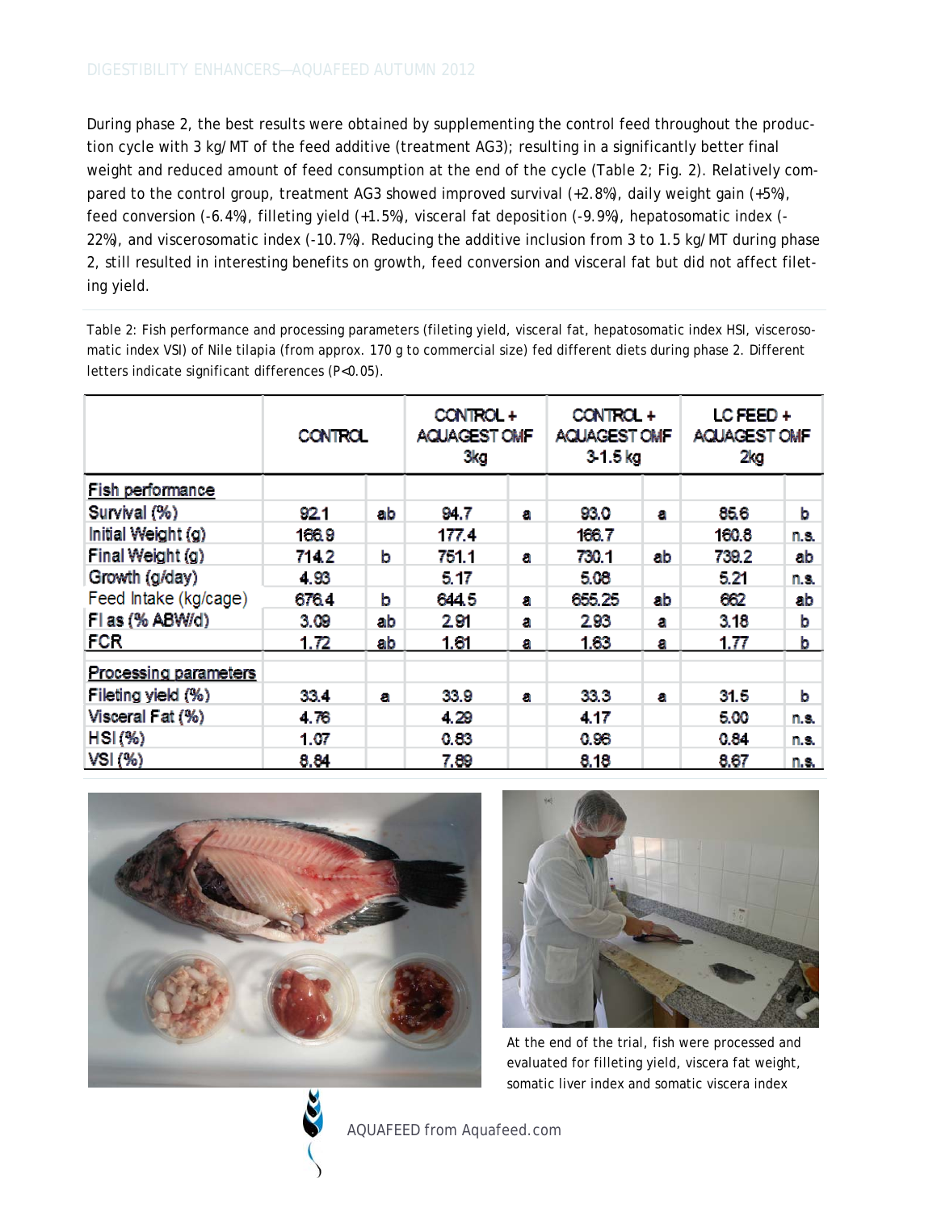During phase 2, the best results were obtained by supplementing the control feed throughout the production cycle with 3 kg/MT of the feed additive (treatment AG3); resulting in a significantly better final weight and reduced amount of feed consumption at the end of the cycle (Table 2; Fig. 2). Relatively compared to the control group, treatment AG3 showed improved survival (+2.8%), daily weight gain (+5%), feed conversion (-6.4%), filleting yield (+1.5%), visceral fat deposition (-9.9%), hepatosomatic index (-22%), and viscerosomatic index (-10.7%). Reducing the additive inclusion from 3 to 1.5 kg/MT during phase 2, still resulted in interesting benefits on growth, feed conversion and visceral fat but did not affect fileting yield.

Table 2: Fish performance and processing parameters (fileting yield, visceral fat, hepatosomatic index HSI, viscerosomatic index VSI) of Nile tilapia (from approx. 170 g to commercial size) fed different diets during phase 2. Different letters indicate significant differences ($P<0.05$).

| | CONTROL | | CONTROL + AQUAGEST OMF 3kg | | CONTROL + AQUAGEST OMF 3-1.5 kg | | LC FEED + AQUAGEST OMF 2kg | |
|---|---|---|---|---|---|---|---|---|
| **Fish performance** | | | | | | | | |
| Survival (%) | 92.1 | ab | 94.7 | a | 93.0 | a | 85.6 | b |
| Initial Weight (g) | 166.9 | | 177.4 | | 166.7 | | 160.8 | n.s. |
| Final Weight (g) | 714.2 | b | 751.1 | a | 730.1 | ab | 739.2 | ab |
| Growth (g/day) | 4.93 | | 5.17 | | 5.08 | | 5.21 | n.s. |
| Feed Intake (kg/cage) | 676.4 | b | 644.5 | a | 655.25 | ab | 662 | ab |
| FI as (% ABW/d) | 3.09 | ab | 2.91 | a | 2.93 | a | 3.18 | b |
| FCR | 1.72 | ab | 1.61 | a | 1.63 | a | 1.77 | b |
| **Processing parameters** | | | | | | | | |
| Fileting yield (%) | 33.4 | a | 33.9 | a | 33.3 | a | 31.5 | b |
| Visceral Fat (%) | 4.76 | | 4.29 | | 4.17 | | 5.00 | n.s. |
| HSI (%) | 1.07 | | 0.83 | | 0.96 | | 0.84 | n.s. |
| VSI (%) | 8.84 | | 7.89 | | 8.18 | | 8.67 | n.s. |

At the end of the trial, fish were processed and evaluated for filleting yield, viscera fat weight, somatic liver index and somatic viscera index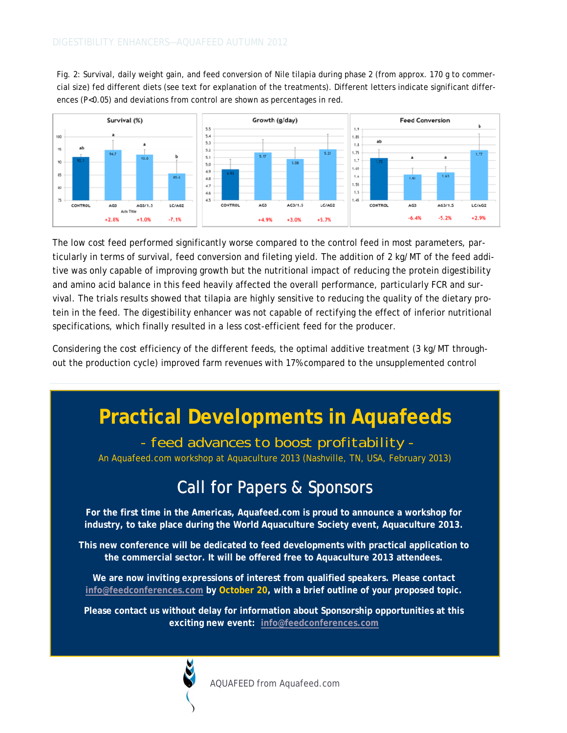Fig. 2: Survival, daily weight gain, and feed conversion of Nile tilapia during phase 2 (from approx. 170 g to commercial size) fed different diets (see text for explanation of the treatments). Different letters indicate significant differences (P<0.05) and deviations from control are shown as percentages in red.

The low cost feed performed significantly worse compared to the control feed in most parameters, particularly in terms of survival, feed conversion and fileting yield. The addition of 2 kg/MT of the feed additive was only capable of improving growth but the nutritional impact of reducing the protein digestibility and amino acid balance in this feed heavily affected the overall performance, particularly FCR and survival. The trials results showed that tilapia are highly sensitive to reducing the quality of the dietary protein in the feed. The digestibility enhancer was not capable of rectifying the effect of inferior nutritional specifications, which finally resulted in a less cost-efficient feed for the producer.

Considering the cost efficiency of the different feeds, the optimal additive treatment (3 kg/MT throughout the production cycle) improved farm revenues with 17% compared to the unsupplemented control

# Practical Developments in Aquafeeds

## - feed advances to boost profitability -

An Aquafeed.com workshop at Aquaculture 2013 (Nashville, TN, USA, February 2013)

## Call for Papers & Sponsors

**For the first time in the Americas, Aquafeed.com is proud to announce a workshop for industry, to take place during the World Aquaculture Society event, Aquaculture 2013.**

**This new conference will be dedicated to feed developments with practical application to the commercial sector. It will be offered free to Aquaculture 2013 attendees.**

**We are now inviting expressions of interest from qualified speakers. Please contact info@feedconferences.com by October 20, with a brief outline of your proposed topic.**

**Please contact us without delay for information about Sponsorship opportunities at this exciting new event: info@feedconferences.com**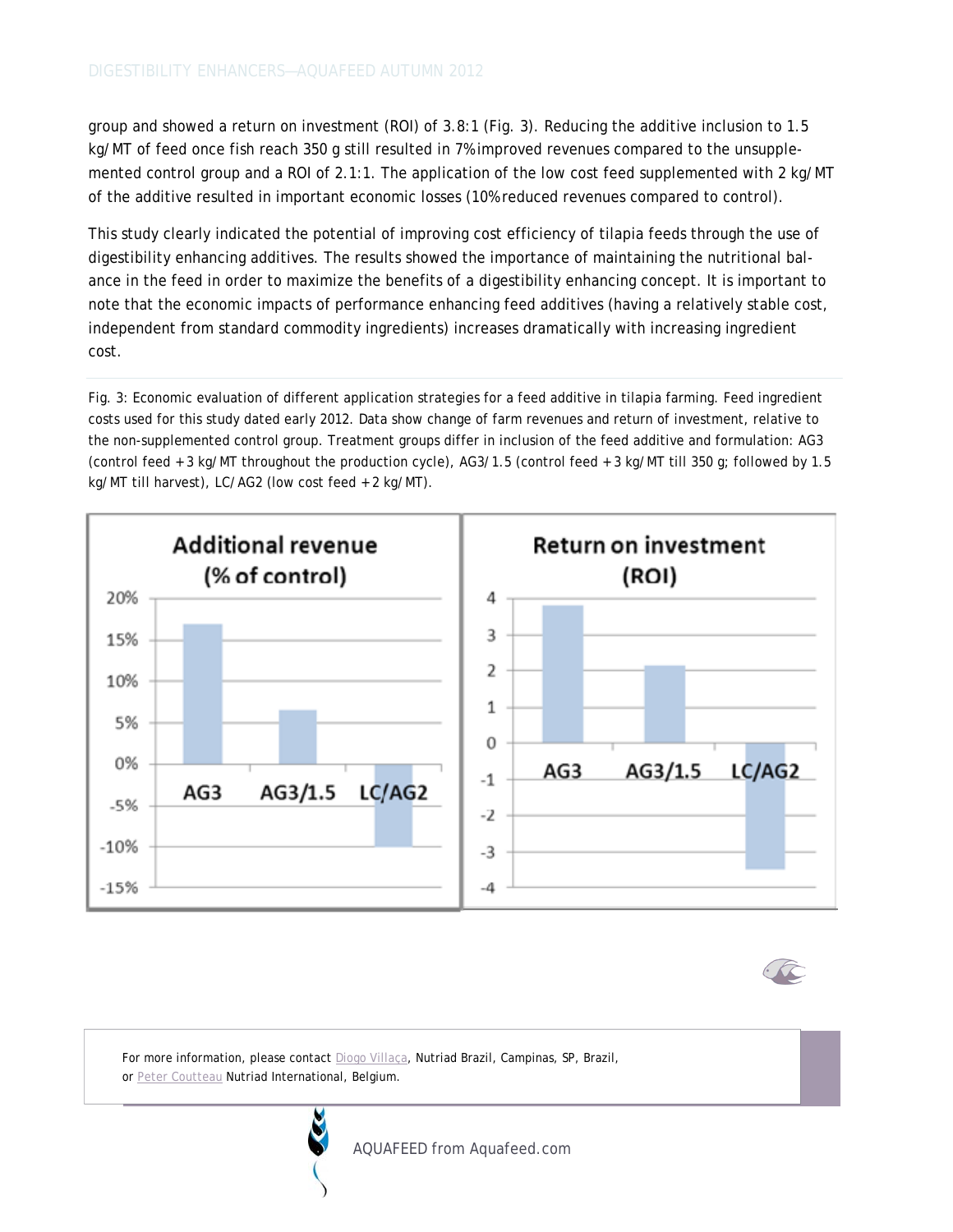group and showed a return on investment (ROI) of 3.8:1 (Fig. 3). Reducing the additive inclusion to 1.5 kg/MT of feed once fish reach 350 g still resulted in 7% improved revenues compared to the unsupplemented control group and a ROI of 2.1:1. The application of the low cost feed supplemented with 2 kg/MT of the additive resulted in important economic losses (10% reduced revenues compared to control).

This study clearly indicated the potential of improving cost efficiency of tilapia feeds through the use of digestibility enhancing additives. The results showed the importance of maintaining the nutritional balance in the feed in order to maximize the benefits of a digestibility enhancing concept. It is important to note that the economic impacts of performance enhancing feed additives (having a relatively stable cost, independent from standard commodity ingredients) increases dramatically with increasing ingredient cost.

Fig. 3: Economic evaluation of different application strategies for a feed additive in tilapia farming. Feed ingredient costs used for this study dated early 2012. Data show change of farm revenues and return of investment, relative to the non-supplemented control group. Treatment groups differ in inclusion of the feed additive and formulation: AG3 (control feed + 3 kg/MT throughout the production cycle), AG3/1.5 (control feed + 3 kg/MT till 350 g; followed by 1.5 kg/MT till harvest), LC/AG2 (low cost feed + 2 kg/MT).

Additional revenue (% of control)

20%
15%
10%
5%
0%
-5%
-10%
-15%

AG3
AG3/1.5
LC/AG2

Return on investment (ROI)

4
3
2
1
0
-1
-2
-3
-4

AG3
AG3/1.5
LC/AG2

For more information, please contact Diogo Villaça, Nutriad Brazil, Campinas, SP, Brazil, or Peter Coutteau Nutriad International, Belgium.